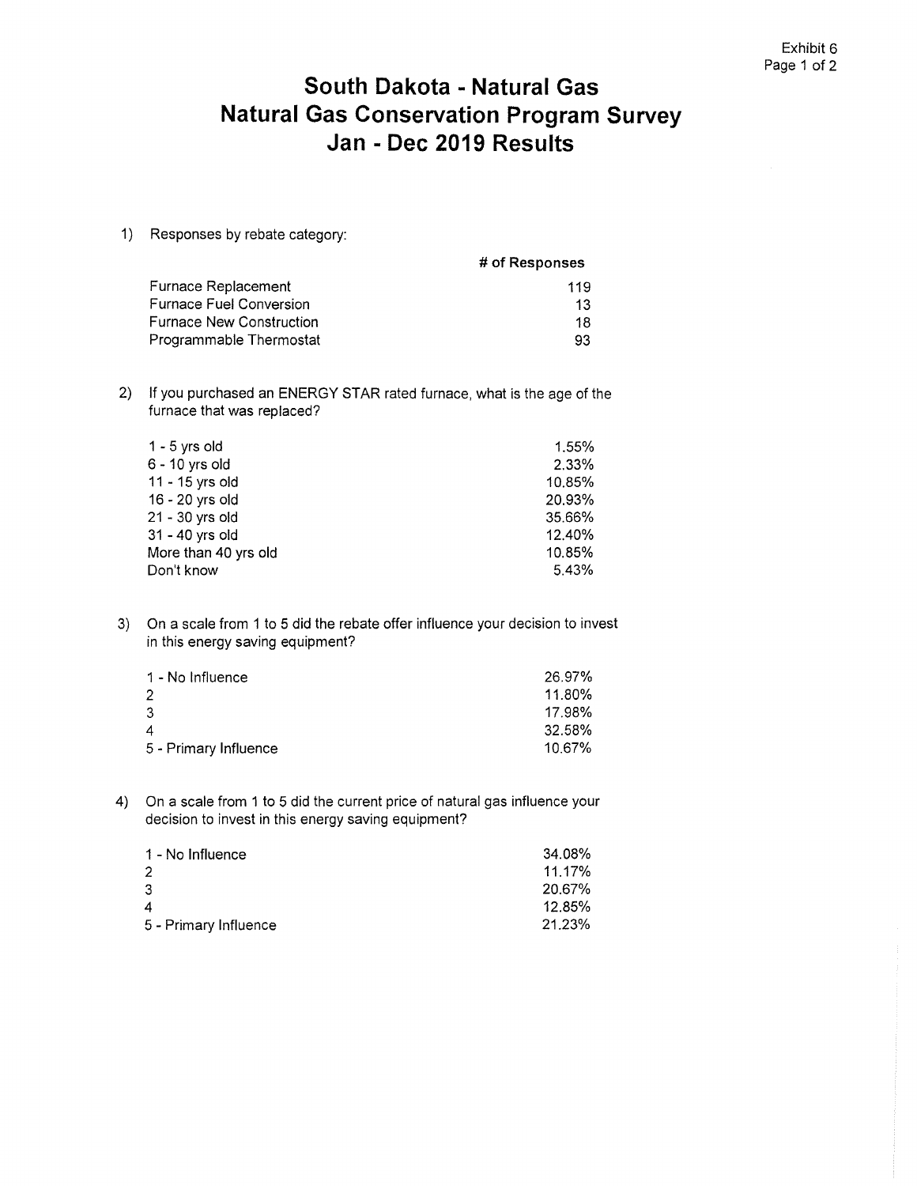# South Dakota - Natural Gas
# Natural Gas Conservation Program Survey
# Jan - Dec 2019 Results

1) Responses by rebate category:

| | # of Responses |
|---|---|
| Furnace Replacement | 119 |
| Furnace Fuel Conversion | 13 |
| Furnace New Construction | 18 |
| Programmable Thermostat | 93 |

2) If you purchased an ENERGY STAR rated furnace, what is the age of the furnace that was replaced?

| | |
|---|---|
| 1 - 5 yrs old | 1.55% |
| 6 - 10 yrs old | 2.33% |
| 11 - 15 yrs old | 10.85% |
| 16 - 20 yrs old | 20.93% |
| 21 - 30 yrs old | 35.66% |
| 31 - 40 yrs old | 12.40% |
| More than 40 yrs old | 10.85% |
| Don't know | 5.43% |

3) On a scale from 1 to 5 did the rebate offer influence your decision to invest in this energy saving equipment?

| | |
|---|---|
| 1 - No Influence | 26.97% |
| 2 | 11.80% |
| 3 | 17.98% |
| 4 | 32.58% |
| 5 - Primary Influence | 10.67% |

4) On a scale from 1 to 5 did the current price of natural gas influence your decision to invest in this energy saving equipment?

| | |
|---|---|
| 1 - No Influence | 34.08% |
| 2 | 11.17% |
| 3 | 20.67% |
| 4 | 12.85% |
| 5 - Primary Influence | 21.23% |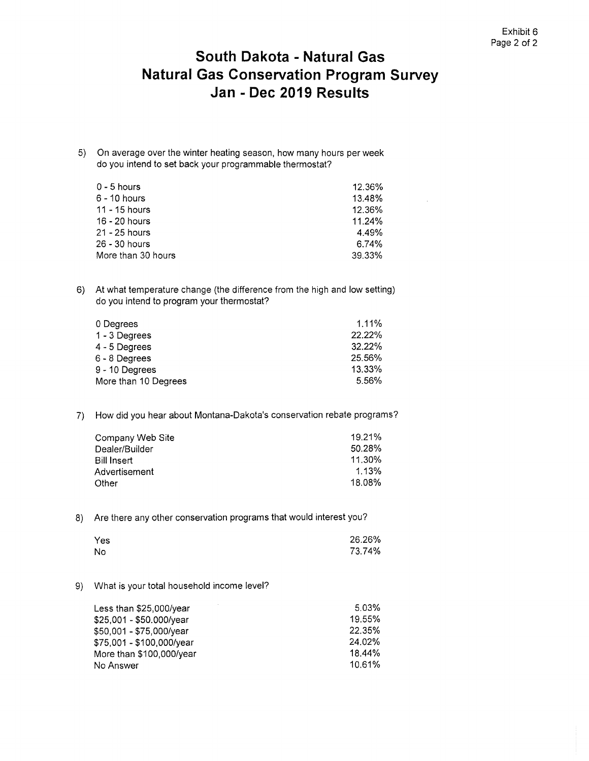# South Dakota - Natural Gas
## Natural Gas Conservation Program Survey
## Jan - Dec 2019 Results

5) On average over the winter heating season, how many hours per week do you intend to set back your programmable thermostat?

| | |
|---|---|
| 0 - 5 hours | 12.36% |
| 6 - 10 hours | 13.48% |
| 11 - 15 hours | 12.36% |
| 16 - 20 hours | 11.24% |
| 21 - 25 hours | 4.49% |
| 26 - 30 hours | 6.74% |
| More than 30 hours | 39.33% |

6) At what temperature change (the difference from the high and low setting) do you intend to program your thermostat?

| | |
|---|---|
| 0 Degrees | 1.11% |
| 1 - 3 Degrees | 22.22% |
| 4 - 5 Degrees | 32.22% |
| 6 - 8 Degrees | 25.56% |
| 9 - 10 Degrees | 13.33% |
| More than 10 Degrees | 5.56% |

7) How did you hear about Montana-Dakota's conservation rebate programs?

| | |
|---|---|
| Company Web Site | 19.21% |
| Dealer/Builder | 50.28% |
| Bill Insert | 11.30% |
| Advertisement | 1.13% |
| Other | 18.08% |

8) Are there any other conservation programs that would interest you?

| | |
|---|---|
| Yes | 26.26% |
| No | 73.74% |

9) What is your total household income level?

| | |
|---|---|
| Less than $25,000/year | 5.03% |
| $25,001 - $50.000/year | 19.55% |
| $50,001 - $75,000/year | 22.35% |
| $75,001 - $100,000/year | 24.02% |
| More than $100,000/year | 18.44% |
| No Answer | 10.61% |